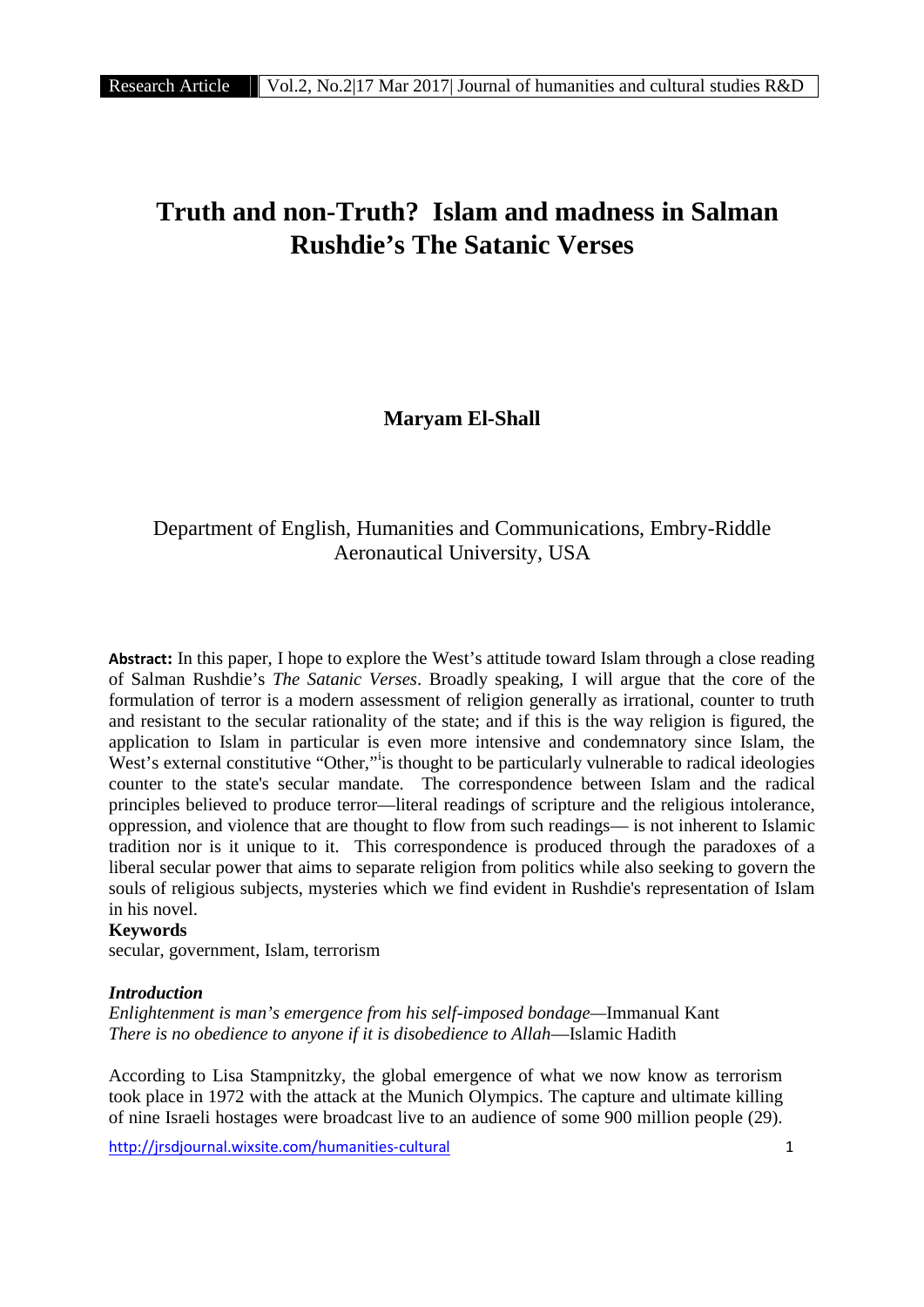# Truth and non-Truth? Islam and madness in Salman Rushdie's The Satanic Verses

**Maryam El-Shall**

Department of English, Humanities and Communications, Embry-Riddle Aeronautical University, USA

**Abstract:** In this paper, I hope to explore the West's attitude toward Islam through a close reading of Salman Rushdie's *The Satanic Verses*. Broadly speaking, I will argue that the core of the formulation of terror is a modern assessment of religion generally as irrational, counter to truth and resistant to the secular rationality of the state; and if this is the way religion is figured, the application to Islam in particular is even more intensive and condemnatory since Islam, the West's external constitutive "Other,"[i] is thought to be particularly vulnerable to radical ideologies counter to the state's secular mandate. The correspondence between Islam and the radical principles believed to produce terror—literal readings of scripture and the religious intolerance, oppression, and violence that are thought to flow from such readings— is not inherent to Islamic tradition nor is it unique to it. This correspondence is produced through the paradoxes of a liberal secular power that aims to separate religion from politics while also seeking to govern the souls of religious subjects, mysteries which we find evident in Rushdie's representation of Islam in his novel.

**Keywords**

secular, government, Islam, terrorism

***Introduction***

*Enlightenment is man's emergence from his self-imposed bondage*—Immanual Kant
*There is no obedience to anyone if it is disobedience to Allah*—Islamic Hadith

According to Lisa Stampnitzky, the global emergence of what we now know as terrorism took place in 1972 with the attack at the Munich Olympics. The capture and ultimate killing of nine Israeli hostages were broadcast live to an audience of some 900 million people (29).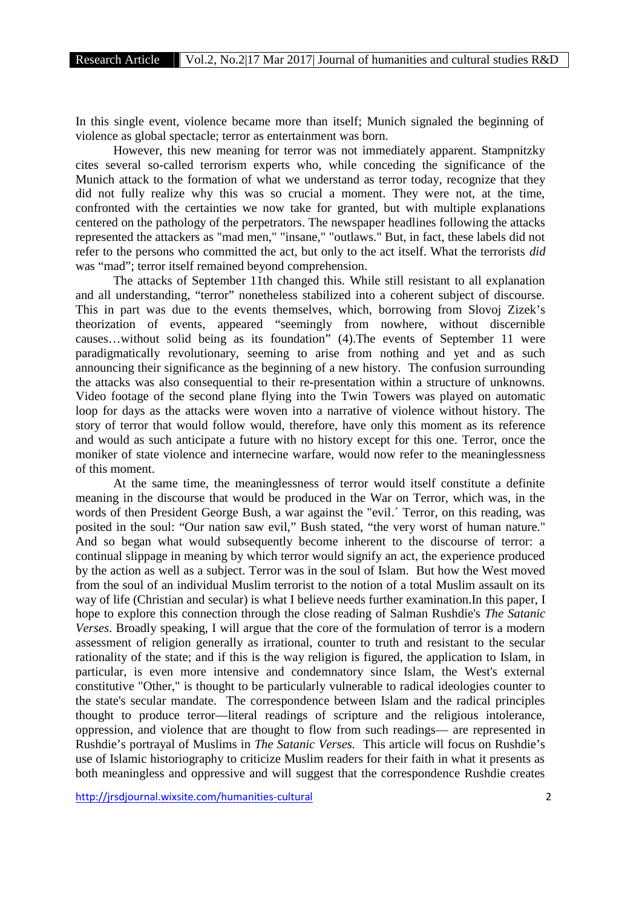In this single event, violence became more than itself; Munich signaled the beginning of violence as global spectacle; terror as entertainment was born.

However, this new meaning for terror was not immediately apparent. Stampnitzky cites several so-called terrorism experts who, while conceding the significance of the Munich attack to the formation of what we understand as terror today, recognize that they did not fully realize why this was so crucial a moment. They were not, at the time, confronted with the certainties we now take for granted, but with multiple explanations centered on the pathology of the perpetrators. The newspaper headlines following the attacks represented the attackers as "mad men," "insane," "outlaws." But, in fact, these labels did not refer to the persons who committed the act, but only to the act itself. What the terrorists *did* was "mad"; terror itself remained beyond comprehension.

The attacks of September 11th changed this. While still resistant to all explanation and all understanding, "terror" nonetheless stabilized into a coherent subject of discourse. This in part was due to the events themselves, which, borrowing from Slovoj Zizek's theorization of events, appeared "seemingly from nowhere, without discernible causes…without solid being as its foundation" (4).The events of September 11 were paradigmatically revolutionary, seeming to arise from nothing and yet and as such announcing their significance as the beginning of a new history. The confusion surrounding the attacks was also consequential to their re-presentation within a structure of unknowns. Video footage of the second plane flying into the Twin Towers was played on automatic loop for days as the attacks were woven into a narrative of violence without history. The story of terror that would follow would, therefore, have only this moment as its reference and would as such anticipate a future with no history except for this one. Terror, once the moniker of state violence and internecine warfare, would now refer to the meaninglessness of this moment.

At the same time, the meaninglessness of terror would itself constitute a definite meaning in the discourse that would be produced in the War on Terror, which was, in the words of then President George Bush, a war against the "evil.´ Terror, on this reading, was posited in the soul: "Our nation saw evil," Bush stated, "the very worst of human nature." And so began what would subsequently become inherent to the discourse of terror: a continual slippage in meaning by which terror would signify an act, the experience produced by the action as well as a subject. Terror was in the soul of Islam. But how the West moved from the soul of an individual Muslim terrorist to the notion of a total Muslim assault on its way of life (Christian and secular) is what I believe needs further examination.In this paper, I hope to explore this connection through the close reading of Salman Rushdie's *The Satanic Verses*. Broadly speaking, I will argue that the core of the formulation of terror is a modern assessment of religion generally as irrational, counter to truth and resistant to the secular rationality of the state; and if this is the way religion is figured, the application to Islam, in particular, is even more intensive and condemnatory since Islam, the West's external constitutive "Other," is thought to be particularly vulnerable to radical ideologies counter to the state's secular mandate. The correspondence between Islam and the radical principles thought to produce terror—literal readings of scripture and the religious intolerance, oppression, and violence that are thought to flow from such readings— are represented in Rushdie's portrayal of Muslims in *The Satanic Verses.* This article will focus on Rushdie's use of Islamic historiography to criticize Muslim readers for their faith in what it presents as both meaningless and oppressive and will suggest that the correspondence Rushdie creates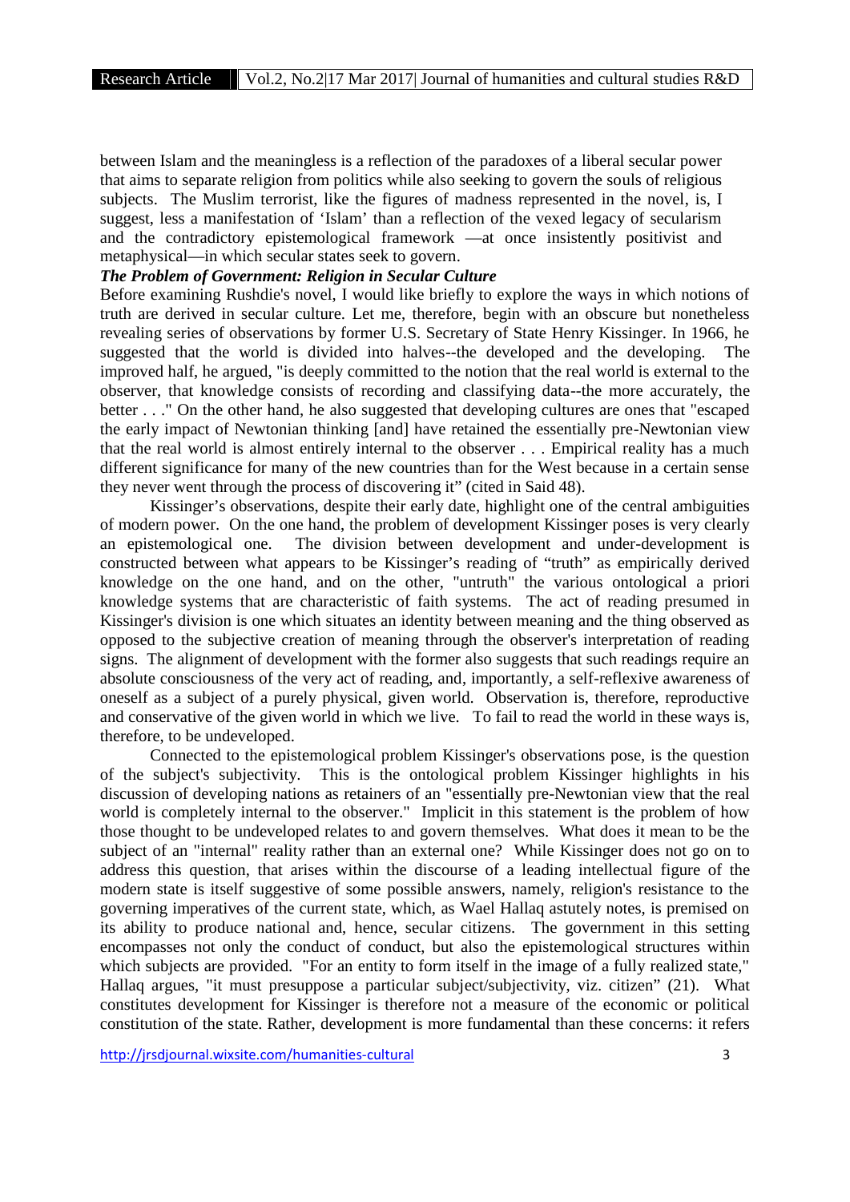between Islam and the meaningless is a reflection of the paradoxes of a liberal secular power that aims to separate religion from politics while also seeking to govern the souls of religious subjects. The Muslim terrorist, like the figures of madness represented in the novel, is, I suggest, less a manifestation of 'Islam' than a reflection of the vexed legacy of secularism and the contradictory epistemological framework —at once insistently positivist and metaphysical—in which secular states seek to govern.

***The Problem of Government: Religion in Secular Culture***

Before examining Rushdie's novel, I would like briefly to explore the ways in which notions of truth are derived in secular culture. Let me, therefore, begin with an obscure but nonetheless revealing series of observations by former U.S. Secretary of State Henry Kissinger. In 1966, he suggested that the world is divided into halves--the developed and the developing. The improved half, he argued, "is deeply committed to the notion that the real world is external to the observer, that knowledge consists of recording and classifying data--the more accurately, the better . . ." On the other hand, he also suggested that developing cultures are ones that "escaped the early impact of Newtonian thinking [and] have retained the essentially pre-Newtonian view that the real world is almost entirely internal to the observer . . . Empirical reality has a much different significance for many of the new countries than for the West because in a certain sense they never went through the process of discovering it" (cited in Said 48).

Kissinger's observations, despite their early date, highlight one of the central ambiguities of modern power. On the one hand, the problem of development Kissinger poses is very clearly an epistemological one. The division between development and under-development is constructed between what appears to be Kissinger's reading of "truth" as empirically derived knowledge on the one hand, and on the other, "untruth" the various ontological a priori knowledge systems that are characteristic of faith systems. The act of reading presumed in Kissinger's division is one which situates an identity between meaning and the thing observed as opposed to the subjective creation of meaning through the observer's interpretation of reading signs. The alignment of development with the former also suggests that such readings require an absolute consciousness of the very act of reading, and, importantly, a self-reflexive awareness of oneself as a subject of a purely physical, given world. Observation is, therefore, reproductive and conservative of the given world in which we live. To fail to read the world in these ways is, therefore, to be undeveloped.

Connected to the epistemological problem Kissinger's observations pose, is the question of the subject's subjectivity. This is the ontological problem Kissinger highlights in his discussion of developing nations as retainers of an "essentially pre-Newtonian view that the real world is completely internal to the observer." Implicit in this statement is the problem of how those thought to be undeveloped relates to and govern themselves. What does it mean to be the subject of an "internal" reality rather than an external one? While Kissinger does not go on to address this question, that arises within the discourse of a leading intellectual figure of the modern state is itself suggestive of some possible answers, namely, religion's resistance to the governing imperatives of the current state, which, as Wael Hallaq astutely notes, is premised on its ability to produce national and, hence, secular citizens. The government in this setting encompasses not only the conduct of conduct, but also the epistemological structures within which subjects are provided. "For an entity to form itself in the image of a fully realized state," Hallaq argues, "it must presuppose a particular subject/subjectivity, viz. citizen" (21). What constitutes development for Kissinger is therefore not a measure of the economic or political constitution of the state. Rather, development is more fundamental than these concerns: it refers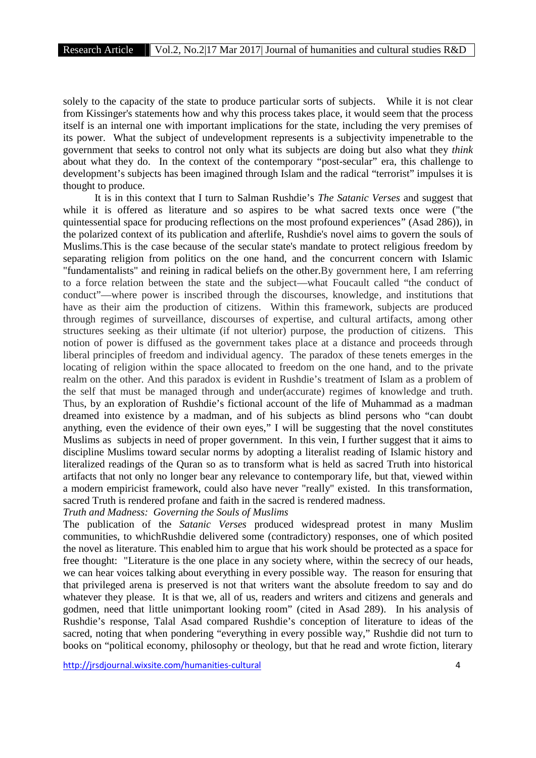solely to the capacity of the state to produce particular sorts of subjects. While it is not clear from Kissinger's statements how and why this process takes place, it would seem that the process itself is an internal one with important implications for the state, including the very premises of its power. What the subject of undevelopment represents is a subjectivity impenetrable to the government that seeks to control not only what its subjects are doing but also what they *think* about what they do. In the context of the contemporary "post-secular" era, this challenge to development's subjects has been imagined through Islam and the radical "terrorist" impulses it is thought to produce.

It is in this context that I turn to Salman Rushdie's *The Satanic Verses* and suggest that while it is offered as literature and so aspires to be what sacred texts once were ("the quintessential space for producing reflections on the most profound experiences" (Asad 286)), in the polarized context of its publication and afterlife, Rushdie's novel aims to govern the souls of Muslims.This is the case because of the secular state's mandate to protect religious freedom by separating religion from politics on the one hand, and the concurrent concern with Islamic "fundamentalists" and reining in radical beliefs on the other.By government here, I am referring to a force relation between the state and the subject—what Foucault called "the conduct of conduct"—where power is inscribed through the discourses, knowledge, and institutions that have as their aim the production of citizens. Within this framework, subjects are produced through regimes of surveillance, discourses of expertise, and cultural artifacts, among other structures seeking as their ultimate (if not ulterior) purpose, the production of citizens. This notion of power is diffused as the government takes place at a distance and proceeds through liberal principles of freedom and individual agency. The paradox of these tenets emerges in the locating of religion within the space allocated to freedom on the one hand, and to the private realm on the other. And this paradox is evident in Rushdie's treatment of Islam as a problem of the self that must be managed through and under(accurate) regimes of knowledge and truth. Thus, by an exploration of Rushdie's fictional account of the life of Muhammad as a madman dreamed into existence by a madman, and of his subjects as blind persons who "can doubt anything, even the evidence of their own eyes," I will be suggesting that the novel constitutes Muslims as subjects in need of proper government. In this vein, I further suggest that it aims to discipline Muslims toward secular norms by adopting a literalist reading of Islamic history and literalized readings of the Quran so as to transform what is held as sacred Truth into historical artifacts that not only no longer bear any relevance to contemporary life, but that, viewed within a modern empiricist framework, could also have never "really" existed. In this transformation, sacred Truth is rendered profane and faith in the sacred is rendered madness.

*Truth and Madness: Governing the Souls of Muslims*

The publication of the *Satanic Verses* produced widespread protest in many Muslim communities, to whichRushdie delivered some (contradictory) responses, one of which posited the novel as literature. This enabled him to argue that his work should be protected as a space for free thought: "Literature is the one place in any society where, within the secrecy of our heads, we can hear voices talking about everything in every possible way. The reason for ensuring that that privileged arena is preserved is not that writers want the absolute freedom to say and do whatever they please. It is that we, all of us, readers and writers and citizens and generals and godmen, need that little unimportant looking room" (cited in Asad 289). In his analysis of Rushdie's response, Talal Asad compared Rushdie's conception of literature to ideas of the sacred, noting that when pondering "everything in every possible way," Rushdie did not turn to books on "political economy, philosophy or theology, but that he read and wrote fiction, literary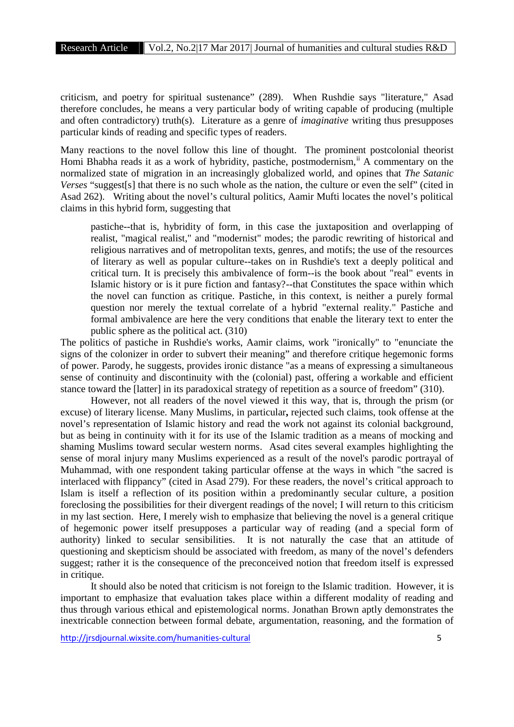criticism, and poetry for spiritual sustenance" (289). When Rushdie says "literature," Asad therefore concludes, he means a very particular body of writing capable of producing (multiple and often contradictory) truth(s). Literature as a genre of *imaginative* writing thus presupposes particular kinds of reading and specific types of readers.

Many reactions to the novel follow this line of thought. The prominent postcolonial theorist Homi Bhabha reads it as a work of hybridity, pastiche, postmodernism,[ii] A commentary on the normalized state of migration in an increasingly globalized world, and opines that *The Satanic Verses* "suggest[s] that there is no such whole as the nation, the culture or even the self" (cited in Asad 262). Writing about the novel's cultural politics, Aamir Mufti locates the novel's political claims in this hybrid form, suggesting that

> pastiche--that is, hybridity of form, in this case the juxtaposition and overlapping of realist, "magical realist," and "modernist" modes; the parodic rewriting of historical and religious narratives and of metropolitan texts, genres, and motifs; the use of the resources of literary as well as popular culture--takes on in Rushdie's text a deeply political and critical turn. It is precisely this ambivalence of form--is the book about "real" events in Islamic history or is it pure fiction and fantasy?--that Constitutes the space within which the novel can function as critique. Pastiche, in this context, is neither a purely formal question nor merely the textual correlate of a hybrid "external reality." Pastiche and formal ambivalence are here the very conditions that enable the literary text to enter the public sphere as the political act. (310)

The politics of pastiche in Rushdie's works, Aamir claims, work "ironically" to "enunciate the signs of the colonizer in order to subvert their meaning" and therefore critique hegemonic forms of power. Parody, he suggests, provides ironic distance "as a means of expressing a simultaneous sense of continuity and discontinuity with the (colonial) past, offering a workable and efficient stance toward the [latter] in its paradoxical strategy of repetition as a source of freedom" (310).

However, not all readers of the novel viewed it this way, that is, through the prism (or excuse) of literary license. Many Muslims, in particular**,** rejected such claims, took offense at the novel's representation of Islamic history and read the work not against its colonial background, but as being in continuity with it for its use of the Islamic tradition as a means of mocking and shaming Muslims toward secular western norms. Asad cites several examples highlighting the sense of moral injury many Muslims experienced as a result of the novel's parodic portrayal of Muhammad, with one respondent taking particular offense at the ways in which "the sacred is interlaced with flippancy" (cited in Asad 279). For these readers, the novel's critical approach to Islam is itself a reflection of its position within a predominantly secular culture, a position foreclosing the possibilities for their divergent readings of the novel; I will return to this criticism in my last section. Here, I merely wish to emphasize that believing the novel is a general critique of hegemonic power itself presupposes a particular way of reading (and a special form of authority) linked to secular sensibilities. It is not naturally the case that an attitude of questioning and skepticism should be associated with freedom, as many of the novel's defenders suggest; rather it is the consequence of the preconceived notion that freedom itself is expressed in critique.

It should also be noted that criticism is not foreign to the Islamic tradition. However, it is important to emphasize that evaluation takes place within a different modality of reading and thus through various ethical and epistemological norms. Jonathan Brown aptly demonstrates the inextricable connection between formal debate, argumentation, reasoning, and the formation of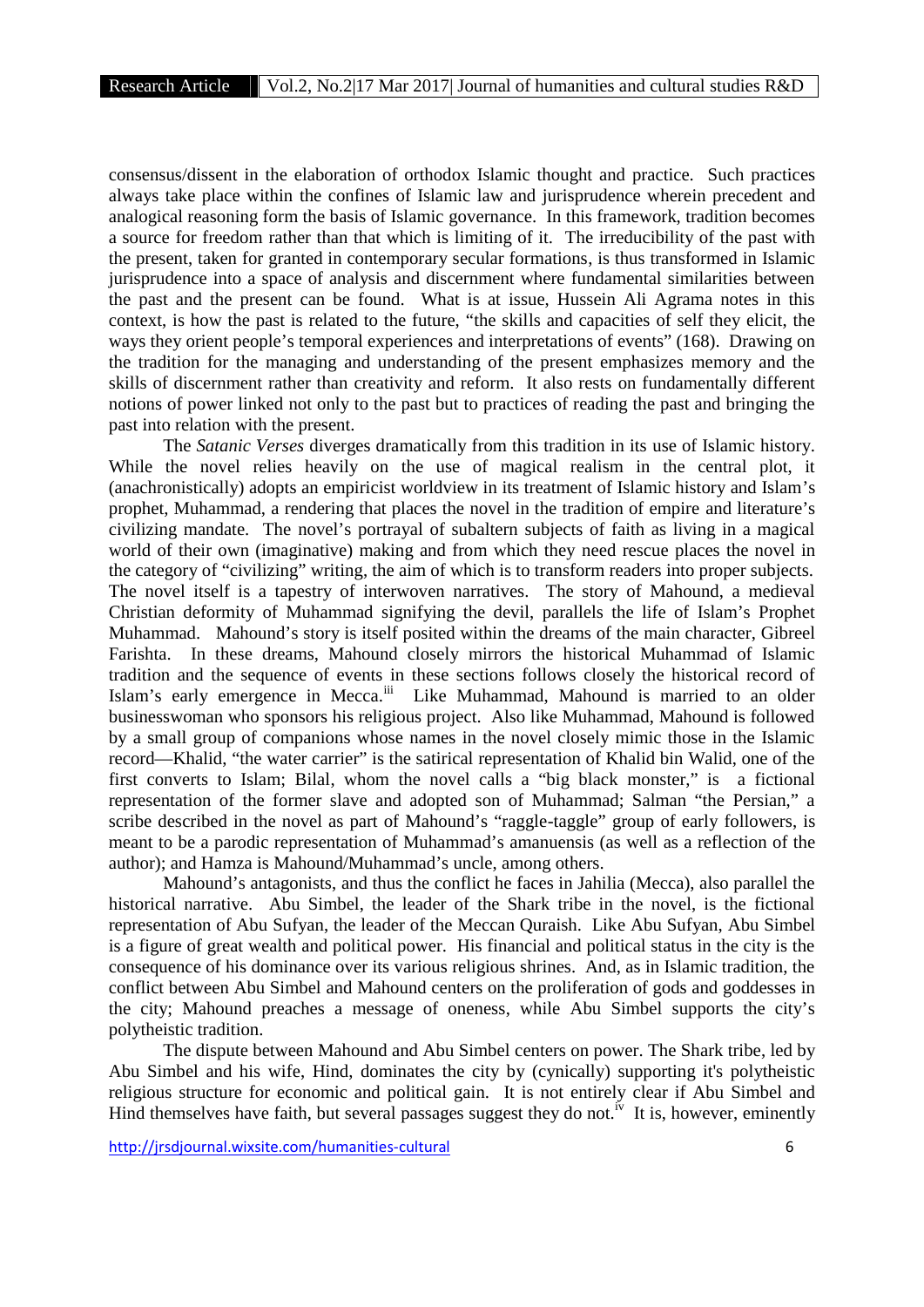consensus/dissent in the elaboration of orthodox Islamic thought and practice. Such practices always take place within the confines of Islamic law and jurisprudence wherein precedent and analogical reasoning form the basis of Islamic governance. In this framework, tradition becomes a source for freedom rather than that which is limiting of it. The irreducibility of the past with the present, taken for granted in contemporary secular formations, is thus transformed in Islamic jurisprudence into a space of analysis and discernment where fundamental similarities between the past and the present can be found. What is at issue, Hussein Ali Agrama notes in this context, is how the past is related to the future, "the skills and capacities of self they elicit, the ways they orient people's temporal experiences and interpretations of events" (168). Drawing on the tradition for the managing and understanding of the present emphasizes memory and the skills of discernment rather than creativity and reform. It also rests on fundamentally different notions of power linked not only to the past but to practices of reading the past and bringing the past into relation with the present.

The *Satanic Verses* diverges dramatically from this tradition in its use of Islamic history. While the novel relies heavily on the use of magical realism in the central plot, it (anachronistically) adopts an empiricist worldview in its treatment of Islamic history and Islam's prophet, Muhammad, a rendering that places the novel in the tradition of empire and literature's civilizing mandate. The novel's portrayal of subaltern subjects of faith as living in a magical world of their own (imaginative) making and from which they need rescue places the novel in the category of "civilizing" writing, the aim of which is to transform readers into proper subjects. The novel itself is a tapestry of interwoven narratives. The story of Mahound, a medieval Christian deformity of Muhammad signifying the devil, parallels the life of Islam's Prophet Muhammad. Mahound's story is itself posited within the dreams of the main character, Gibreel Farishta. In these dreams, Mahound closely mirrors the historical Muhammad of Islamic tradition and the sequence of events in these sections follows closely the historical record of Islam's early emergence in Mecca.[iii] Like Muhammad, Mahound is married to an older businesswoman who sponsors his religious project. Also like Muhammad, Mahound is followed by a small group of companions whose names in the novel closely mimic those in the Islamic record—Khalid, "the water carrier" is the satirical representation of Khalid bin Walid, one of the first converts to Islam; Bilal, whom the novel calls a "big black monster," is a fictional representation of the former slave and adopted son of Muhammad; Salman "the Persian," a scribe described in the novel as part of Mahound's "raggle-taggle" group of early followers, is meant to be a parodic representation of Muhammad's amanuensis (as well as a reflection of the author); and Hamza is Mahound/Muhammad's uncle, among others.

Mahound's antagonists, and thus the conflict he faces in Jahilia (Mecca), also parallel the historical narrative. Abu Simbel, the leader of the Shark tribe in the novel, is the fictional representation of Abu Sufyan, the leader of the Meccan Quraish. Like Abu Sufyan, Abu Simbel is a figure of great wealth and political power. His financial and political status in the city is the consequence of his dominance over its various religious shrines. And, as in Islamic tradition, the conflict between Abu Simbel and Mahound centers on the proliferation of gods and goddesses in the city; Mahound preaches a message of oneness, while Abu Simbel supports the city's polytheistic tradition.

The dispute between Mahound and Abu Simbel centers on power. The Shark tribe, led by Abu Simbel and his wife, Hind, dominates the city by (cynically) supporting it's polytheistic religious structure for economic and political gain. It is not entirely clear if Abu Simbel and Hind themselves have faith, but several passages suggest they do not.[iv] It is, however, eminently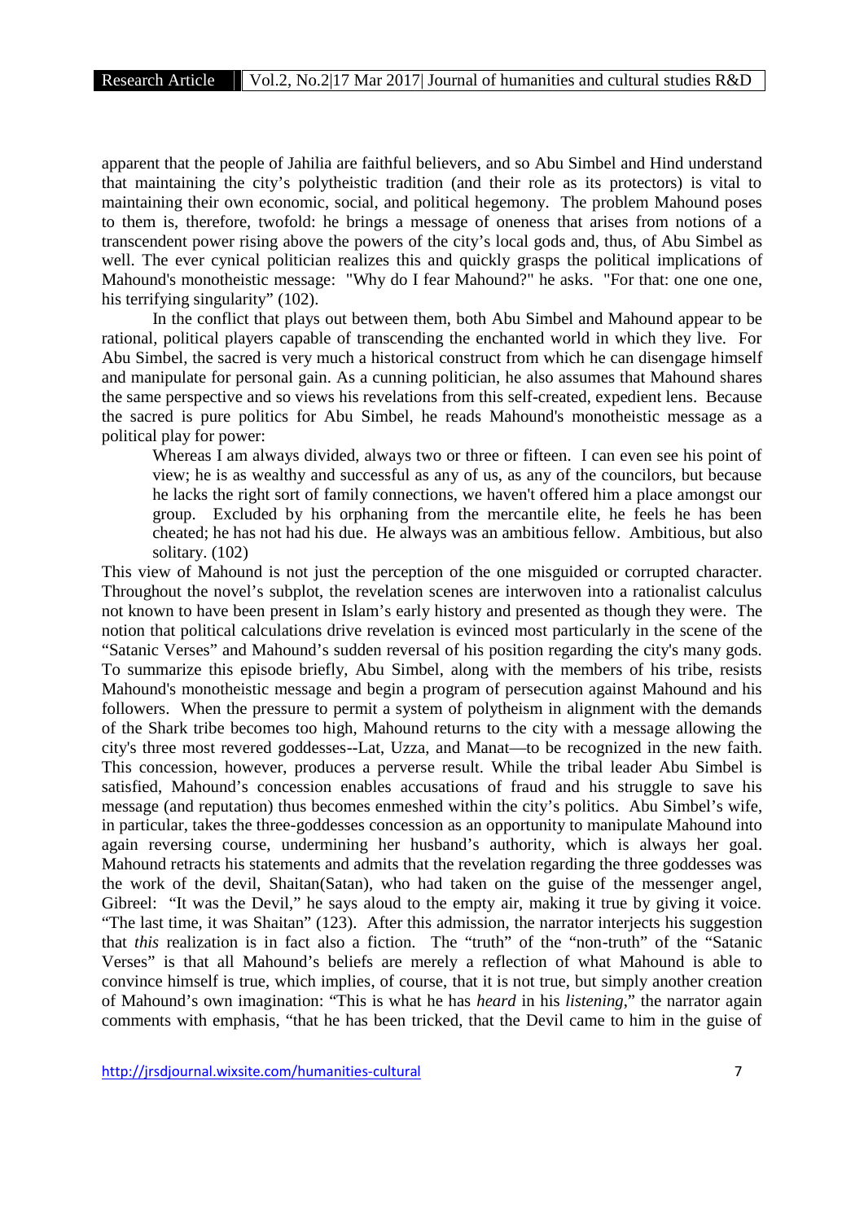apparent that the people of Jahilia are faithful believers, and so Abu Simbel and Hind understand that maintaining the city's polytheistic tradition (and their role as its protectors) is vital to maintaining their own economic, social, and political hegemony. The problem Mahound poses to them is, therefore, twofold: he brings a message of oneness that arises from notions of a transcendent power rising above the powers of the city's local gods and, thus, of Abu Simbel as well. The ever cynical politician realizes this and quickly grasps the political implications of Mahound's monotheistic message: "Why do I fear Mahound?" he asks. "For that: one one one, his terrifying singularity" (102).

In the conflict that plays out between them, both Abu Simbel and Mahound appear to be rational, political players capable of transcending the enchanted world in which they live. For Abu Simbel, the sacred is very much a historical construct from which he can disengage himself and manipulate for personal gain. As a cunning politician, he also assumes that Mahound shares the same perspective and so views his revelations from this self-created, expedient lens. Because the sacred is pure politics for Abu Simbel, he reads Mahound's monotheistic message as a political play for power:

> Whereas I am always divided, always two or three or fifteen. I can even see his point of view; he is as wealthy and successful as any of us, as any of the councilors, but because he lacks the right sort of family connections, we haven't offered him a place amongst our group. Excluded by his orphaning from the mercantile elite, he feels he has been cheated; he has not had his due. He always was an ambitious fellow. Ambitious, but also solitary. (102)

This view of Mahound is not just the perception of the one misguided or corrupted character. Throughout the novel's subplot, the revelation scenes are interwoven into a rationalist calculus not known to have been present in Islam's early history and presented as though they were. The notion that political calculations drive revelation is evinced most particularly in the scene of the "Satanic Verses" and Mahound's sudden reversal of his position regarding the city's many gods. To summarize this episode briefly, Abu Simbel, along with the members of his tribe, resists Mahound's monotheistic message and begin a program of persecution against Mahound and his followers. When the pressure to permit a system of polytheism in alignment with the demands of the Shark tribe becomes too high, Mahound returns to the city with a message allowing the city's three most revered goddesses--Lat, Uzza, and Manat—to be recognized in the new faith. This concession, however, produces a perverse result. While the tribal leader Abu Simbel is satisfied, Mahound's concession enables accusations of fraud and his struggle to save his message (and reputation) thus becomes enmeshed within the city's politics. Abu Simbel's wife, in particular, takes the three-goddesses concession as an opportunity to manipulate Mahound into again reversing course, undermining her husband's authority, which is always her goal. Mahound retracts his statements and admits that the revelation regarding the three goddesses was the work of the devil, Shaitan(Satan), who had taken on the guise of the messenger angel, Gibreel: "It was the Devil," he says aloud to the empty air, making it true by giving it voice. "The last time, it was Shaitan" (123). After this admission, the narrator interjects his suggestion that *this* realization is in fact also a fiction. The "truth" of the "non-truth" of the "Satanic Verses" is that all Mahound's beliefs are merely a reflection of what Mahound is able to convince himself is true, which implies, of course, that it is not true, but simply another creation of Mahound's own imagination: "This is what he has *heard* in his *listening*," the narrator again comments with emphasis, "that he has been tricked, that the Devil came to him in the guise of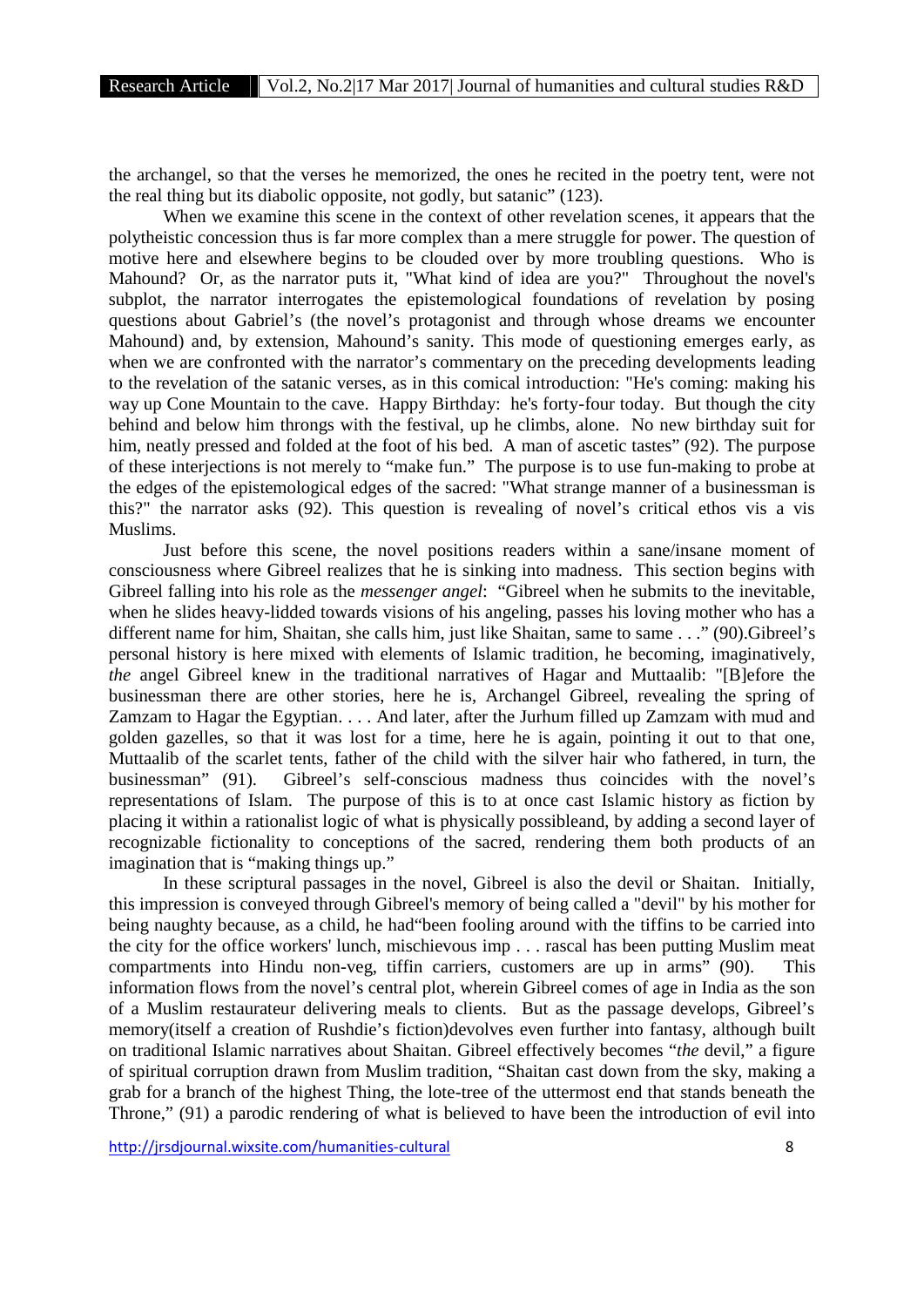the archangel, so that the verses he memorized, the ones he recited in the poetry tent, were not the real thing but its diabolic opposite, not godly, but satanic" (123).

When we examine this scene in the context of other revelation scenes, it appears that the polytheistic concession thus is far more complex than a mere struggle for power. The question of motive here and elsewhere begins to be clouded over by more troubling questions. Who is Mahound? Or, as the narrator puts it, "What kind of idea are you?" Throughout the novel's subplot, the narrator interrogates the epistemological foundations of revelation by posing questions about Gabriel's (the novel's protagonist and through whose dreams we encounter Mahound) and, by extension, Mahound's sanity. This mode of questioning emerges early, as when we are confronted with the narrator's commentary on the preceding developments leading to the revelation of the satanic verses, as in this comical introduction: "He's coming: making his way up Cone Mountain to the cave. Happy Birthday: he's forty-four today. But though the city behind and below him throngs with the festival, up he climbs, alone. No new birthday suit for him, neatly pressed and folded at the foot of his bed. A man of ascetic tastes" (92). The purpose of these interjections is not merely to "make fun." The purpose is to use fun-making to probe at the edges of the epistemological edges of the sacred: "What strange manner of a businessman is this?" the narrator asks (92). This question is revealing of novel's critical ethos vis a vis Muslims.

Just before this scene, the novel positions readers within a sane/insane moment of consciousness where Gibreel realizes that he is sinking into madness. This section begins with Gibreel falling into his role as the *messenger angel*: "Gibreel when he submits to the inevitable, when he slides heavy-lidded towards visions of his angeling, passes his loving mother who has a different name for him, Shaitan, she calls him, just like Shaitan, same to same . . ." (90).Gibreel's personal history is here mixed with elements of Islamic tradition, he becoming, imaginatively, *the* angel Gibreel knew in the traditional narratives of Hagar and Muttaalib: "[B]efore the businessman there are other stories, here he is, Archangel Gibreel, revealing the spring of Zamzam to Hagar the Egyptian. . . . And later, after the Jurhum filled up Zamzam with mud and golden gazelles, so that it was lost for a time, here he is again, pointing it out to that one, Muttaalib of the scarlet tents, father of the child with the silver hair who fathered, in turn, the businessman" (91). Gibreel's self-conscious madness thus coincides with the novel's representations of Islam. The purpose of this is to at once cast Islamic history as fiction by placing it within a rationalist logic of what is physically possibleand, by adding a second layer of recognizable fictionality to conceptions of the sacred, rendering them both products of an imagination that is "making things up."

In these scriptural passages in the novel, Gibreel is also the devil or Shaitan. Initially, this impression is conveyed through Gibreel's memory of being called a "devil" by his mother for being naughty because, as a child, he had"been fooling around with the tiffins to be carried into the city for the office workers' lunch, mischievous imp . . . rascal has been putting Muslim meat compartments into Hindu non-veg, tiffin carriers, customers are up in arms" (90). This information flows from the novel's central plot, wherein Gibreel comes of age in India as the son of a Muslim restaurateur delivering meals to clients. But as the passage develops, Gibreel's memory(itself a creation of Rushdie's fiction)devolves even further into fantasy, although built on traditional Islamic narratives about Shaitan. Gibreel effectively becomes "*the* devil," a figure of spiritual corruption drawn from Muslim tradition, "Shaitan cast down from the sky, making a grab for a branch of the highest Thing, the lote-tree of the uttermost end that stands beneath the Throne," (91) a parodic rendering of what is believed to have been the introduction of evil into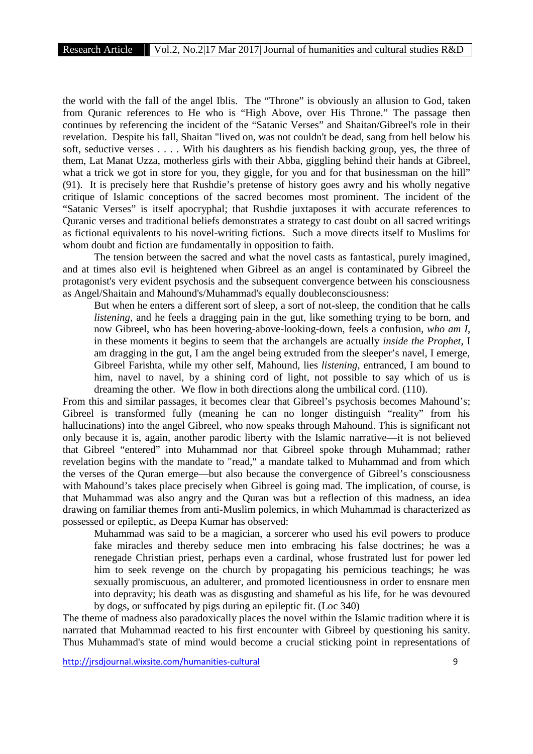the world with the fall of the angel Iblis. The "Throne" is obviously an allusion to God, taken from Quranic references to He who is "High Above, over His Throne." The passage then continues by referencing the incident of the "Satanic Verses" and Shaitan/Gibreel's role in their revelation. Despite his fall, Shaitan "lived on, was not couldn't be dead, sang from hell below his soft, seductive verses . . . . With his daughters as his fiendish backing group, yes, the three of them, Lat Manat Uzza, motherless girls with their Abba, giggling behind their hands at Gibreel, what a trick we got in store for you, they giggle, for you and for that businessman on the hill" (91). It is precisely here that Rushdie's pretense of history goes awry and his wholly negative critique of Islamic conceptions of the sacred becomes most prominent. The incident of the "Satanic Verses" is itself apocryphal; that Rushdie juxtaposes it with accurate references to Quranic verses and traditional beliefs demonstrates a strategy to cast doubt on all sacred writings as fictional equivalents to his novel-writing fictions. Such a move directs itself to Muslims for whom doubt and fiction are fundamentally in opposition to faith.

The tension between the sacred and what the novel casts as fantastical, purely imagined, and at times also evil is heightened when Gibreel as an angel is contaminated by Gibreel the protagonist's very evident psychosis and the subsequent convergence between his consciousness as Angel/Shaitain and Mahound's/Muhammad's equally doubleconsciousness:

> But when he enters a different sort of sleep, a sort of not-sleep, the condition that he calls *listening*, and he feels a dragging pain in the gut, like something trying to be born, and now Gibreel, who has been hovering-above-looking-down, feels a confusion, *who am I*, in these moments it begins to seem that the archangels are actually *inside the Prophet*, I am dragging in the gut, I am the angel being extruded from the sleeper's navel, I emerge, Gibreel Farishta, while my other self, Mahound, lies *listening*, entranced, I am bound to him, navel to navel, by a shining cord of light, not possible to say which of us is dreaming the other. We flow in both directions along the umbilical cord. (110).

From this and similar passages, it becomes clear that Gibreel's psychosis becomes Mahound's; Gibreel is transformed fully (meaning he can no longer distinguish "reality" from his hallucinations) into the angel Gibreel, who now speaks through Mahound. This is significant not only because it is, again, another parodic liberty with the Islamic narrative—it is not believed that Gibreel "entered" into Muhammad nor that Gibreel spoke through Muhammad; rather revelation begins with the mandate to "read," a mandate talked to Muhammad and from which the verses of the Quran emerge—but also because the convergence of Gibreel's consciousness with Mahound's takes place precisely when Gibreel is going mad. The implication, of course, is that Muhammad was also angry and the Quran was but a reflection of this madness, an idea drawing on familiar themes from anti-Muslim polemics, in which Muhammad is characterized as possessed or epileptic, as Deepa Kumar has observed:

> Muhammad was said to be a magician, a sorcerer who used his evil powers to produce fake miracles and thereby seduce men into embracing his false doctrines; he was a renegade Christian priest, perhaps even a cardinal, whose frustrated lust for power led him to seek revenge on the church by propagating his pernicious teachings; he was sexually promiscuous, an adulterer, and promoted licentiousness in order to ensnare men into depravity; his death was as disgusting and shameful as his life, for he was devoured by dogs, or suffocated by pigs during an epileptic fit. (Loc 340)

The theme of madness also paradoxically places the novel within the Islamic tradition where it is narrated that Muhammad reacted to his first encounter with Gibreel by questioning his sanity. Thus Muhammad's state of mind would become a crucial sticking point in representations of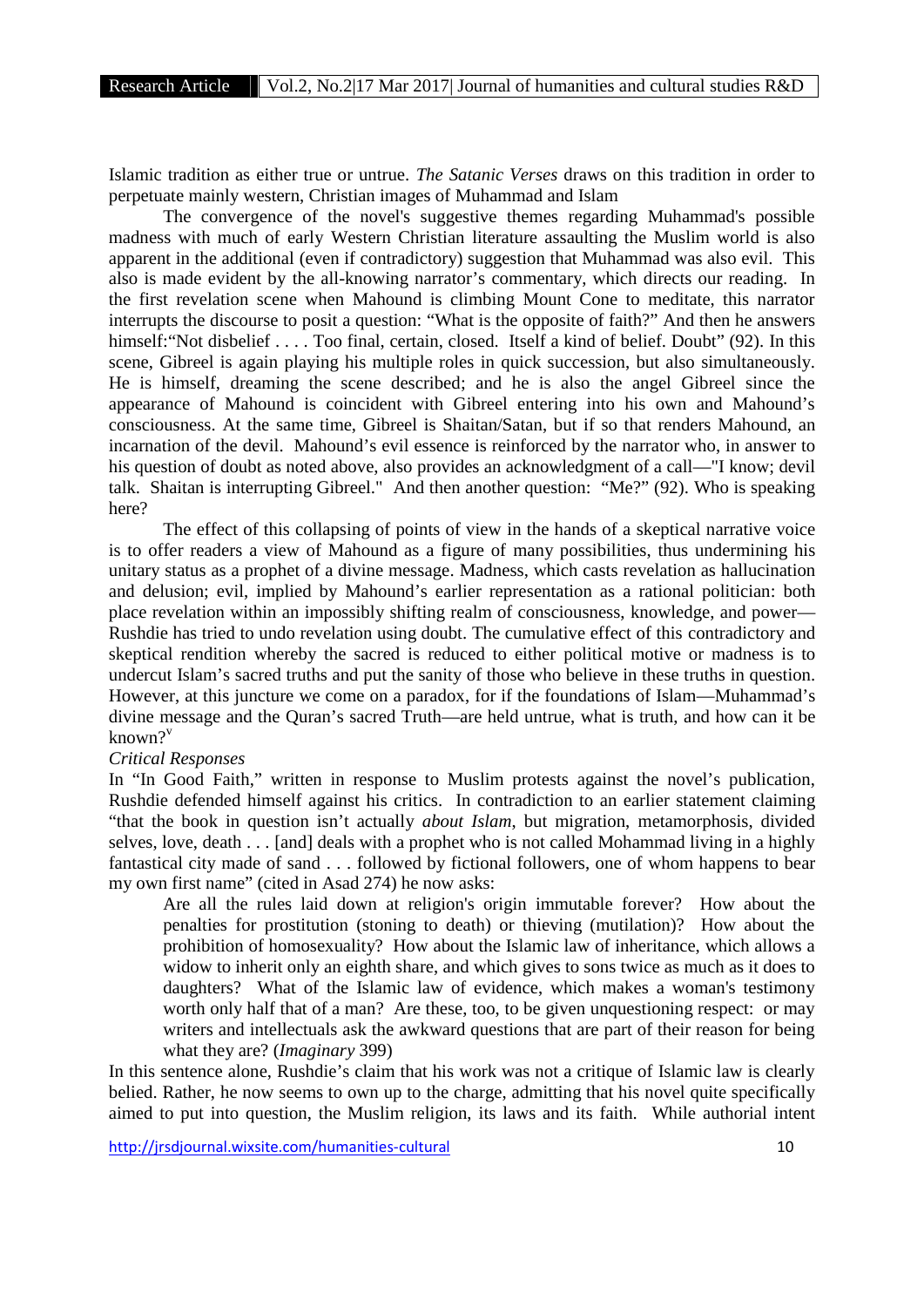Islamic tradition as either true or untrue. *The Satanic Verses* draws on this tradition in order to perpetuate mainly western, Christian images of Muhammad and Islam

The convergence of the novel's suggestive themes regarding Muhammad's possible madness with much of early Western Christian literature assaulting the Muslim world is also apparent in the additional (even if contradictory) suggestion that Muhammad was also evil. This also is made evident by the all-knowing narrator's commentary, which directs our reading. In the first revelation scene when Mahound is climbing Mount Cone to meditate, this narrator interrupts the discourse to posit a question: "What is the opposite of faith?" And then he answers himself:"Not disbelief . . . . Too final, certain, closed. Itself a kind of belief. Doubt" (92). In this scene, Gibreel is again playing his multiple roles in quick succession, but also simultaneously. He is himself, dreaming the scene described; and he is also the angel Gibreel since the appearance of Mahound is coincident with Gibreel entering into his own and Mahound's consciousness. At the same time, Gibreel is Shaitan/Satan, but if so that renders Mahound, an incarnation of the devil. Mahound's evil essence is reinforced by the narrator who, in answer to his question of doubt as noted above, also provides an acknowledgment of a call—"I know; devil talk. Shaitan is interrupting Gibreel." And then another question: "Me?" (92). Who is speaking here?

The effect of this collapsing of points of view in the hands of a skeptical narrative voice is to offer readers a view of Mahound as a figure of many possibilities, thus undermining his unitary status as a prophet of a divine message. Madness, which casts revelation as hallucination and delusion; evil, implied by Mahound's earlier representation as a rational politician: both place revelation within an impossibly shifting realm of consciousness, knowledge, and power—Rushdie has tried to undo revelation using doubt. The cumulative effect of this contradictory and skeptical rendition whereby the sacred is reduced to either political motive or madness is to undercut Islam's sacred truths and put the sanity of those who believe in these truths in question. However, at this juncture we come on a paradox, for if the foundations of Islam—Muhammad's divine message and the Quran's sacred Truth—are held untrue, what is truth, and how can it be known?[v]

*Critical Responses*

In "In Good Faith," written in response to Muslim protests against the novel's publication, Rushdie defended himself against his critics. In contradiction to an earlier statement claiming "that the book in question isn't actually *about Islam*, but migration, metamorphosis, divided selves, love, death . . . [and] deals with a prophet who is not called Mohammad living in a highly fantastical city made of sand . . . followed by fictional followers, one of whom happens to bear my own first name" (cited in Asad 274) he now asks:

> Are all the rules laid down at religion's origin immutable forever? How about the penalties for prostitution (stoning to death) or thieving (mutilation)? How about the prohibition of homosexuality? How about the Islamic law of inheritance, which allows a widow to inherit only an eighth share, and which gives to sons twice as much as it does to daughters? What of the Islamic law of evidence, which makes a woman's testimony worth only half that of a man? Are these, too, to be given unquestioning respect: or may writers and intellectuals ask the awkward questions that are part of their reason for being what they are? (*Imaginary* 399)

In this sentence alone, Rushdie's claim that his work was not a critique of Islamic law is clearly belied. Rather, he now seems to own up to the charge, admitting that his novel quite specifically aimed to put into question, the Muslim religion, its laws and its faith. While authorial intent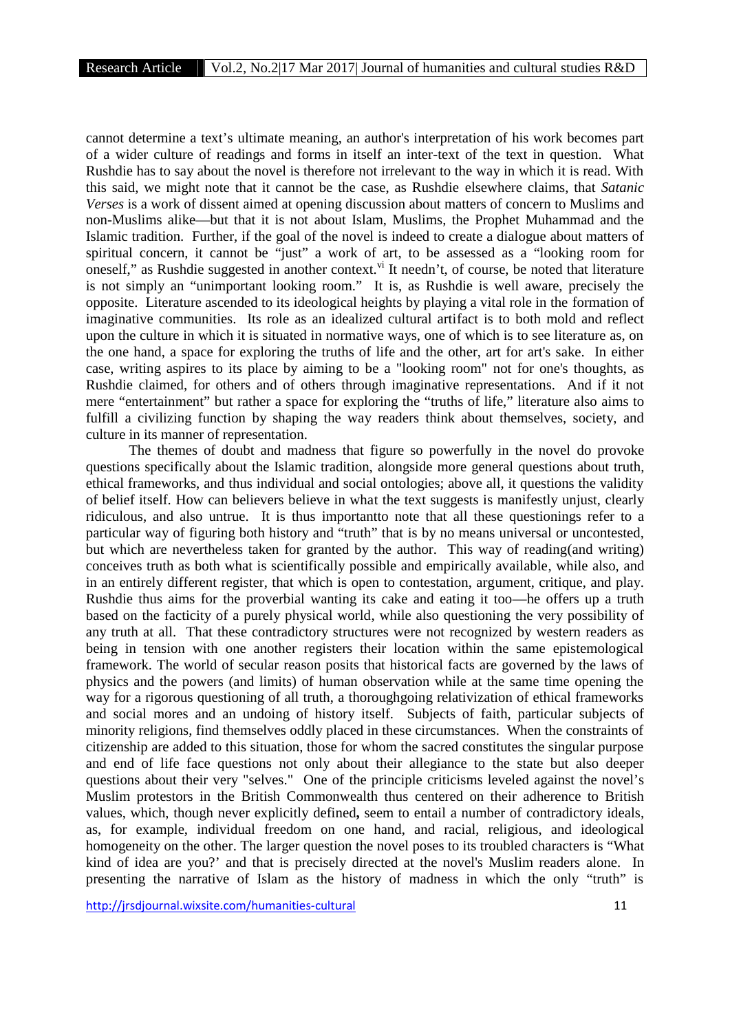cannot determine a text's ultimate meaning, an author's interpretation of his work becomes part of a wider culture of readings and forms in itself an inter-text of the text in question. What Rushdie has to say about the novel is therefore not irrelevant to the way in which it is read. With this said, we might note that it cannot be the case, as Rushdie elsewhere claims, that *Satanic Verses* is a work of dissent aimed at opening discussion about matters of concern to Muslims and non-Muslims alike—but that it is not about Islam, Muslims, the Prophet Muhammad and the Islamic tradition. Further, if the goal of the novel is indeed to create a dialogue about matters of spiritual concern, it cannot be "just" a work of art, to be assessed as a "looking room for oneself," as Rushdie suggested in another context.[vi] It needn't, of course, be noted that literature is not simply an "unimportant looking room." It is, as Rushdie is well aware, precisely the opposite. Literature ascended to its ideological heights by playing a vital role in the formation of imaginative communities. Its role as an idealized cultural artifact is to both mold and reflect upon the culture in which it is situated in normative ways, one of which is to see literature as, on the one hand, a space for exploring the truths of life and the other, art for art's sake. In either case, writing aspires to its place by aiming to be a "looking room" not for one's thoughts, as Rushdie claimed, for others and of others through imaginative representations. And if it not mere "entertainment" but rather a space for exploring the "truths of life," literature also aims to fulfill a civilizing function by shaping the way readers think about themselves, society, and culture in its manner of representation.

The themes of doubt and madness that figure so powerfully in the novel do provoke questions specifically about the Islamic tradition, alongside more general questions about truth, ethical frameworks, and thus individual and social ontologies; above all, it questions the validity of belief itself. How can believers believe in what the text suggests is manifestly unjust, clearly ridiculous, and also untrue. It is thus importantto note that all these questionings refer to a particular way of figuring both history and "truth" that is by no means universal or uncontested, but which are nevertheless taken for granted by the author. This way of reading(and writing) conceives truth as both what is scientifically possible and empirically available, while also, and in an entirely different register, that which is open to contestation, argument, critique, and play. Rushdie thus aims for the proverbial wanting its cake and eating it too—he offers up a truth based on the facticity of a purely physical world, while also questioning the very possibility of any truth at all. That these contradictory structures were not recognized by western readers as being in tension with one another registers their location within the same epistemological framework. The world of secular reason posits that historical facts are governed by the laws of physics and the powers (and limits) of human observation while at the same time opening the way for a rigorous questioning of all truth, a thoroughgoing relativization of ethical frameworks and social mores and an undoing of history itself. Subjects of faith, particular subjects of minority religions, find themselves oddly placed in these circumstances. When the constraints of citizenship are added to this situation, those for whom the sacred constitutes the singular purpose and end of life face questions not only about their allegiance to the state but also deeper questions about their very "selves." One of the principle criticisms leveled against the novel's Muslim protestors in the British Commonwealth thus centered on their adherence to British values, which, though never explicitly defined**,** seem to entail a number of contradictory ideals, as, for example, individual freedom on one hand, and racial, religious, and ideological homogeneity on the other. The larger question the novel poses to its troubled characters is "What kind of idea are you?' and that is precisely directed at the novel's Muslim readers alone. In presenting the narrative of Islam as the history of madness in which the only "truth" is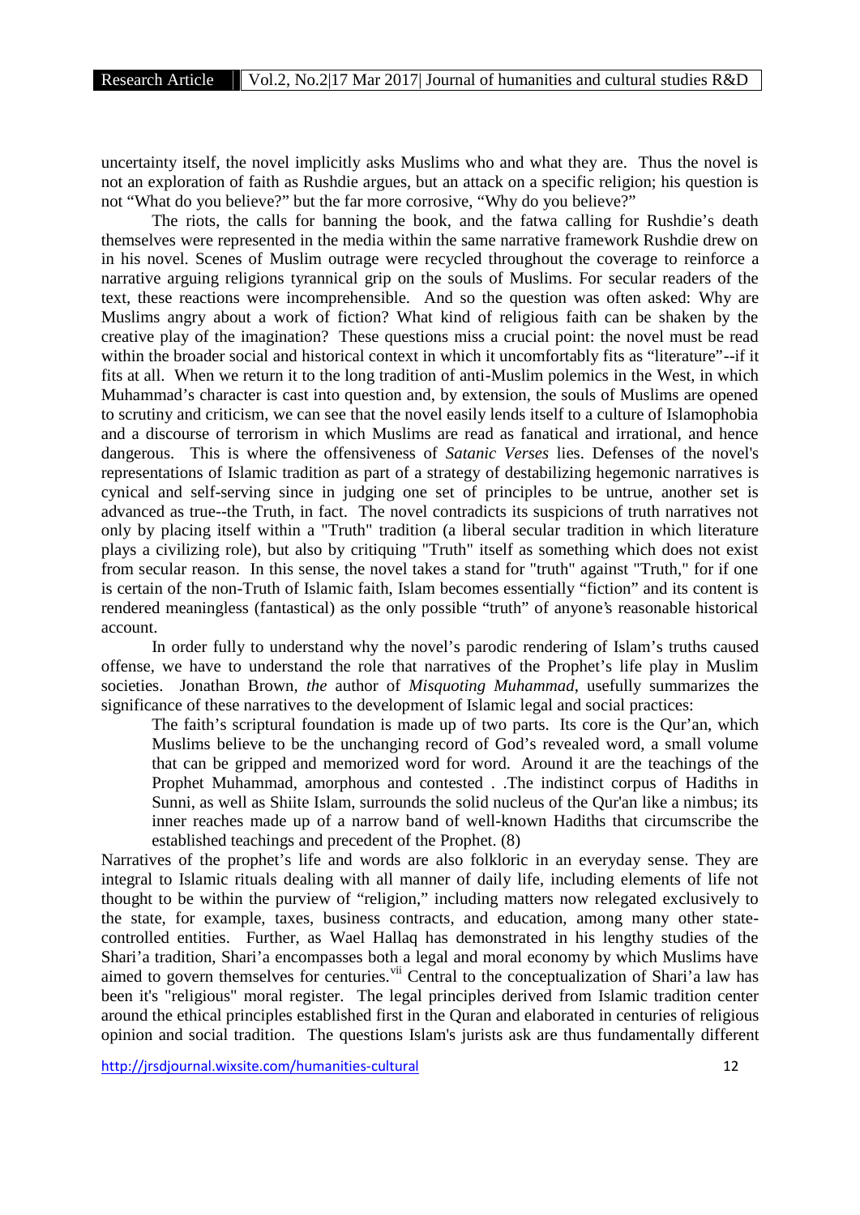uncertainty itself, the novel implicitly asks Muslims who and what they are. Thus the novel is not an exploration of faith as Rushdie argues, but an attack on a specific religion; his question is not "What do you believe?" but the far more corrosive, "Why do you believe?"

The riots, the calls for banning the book, and the fatwa calling for Rushdie's death themselves were represented in the media within the same narrative framework Rushdie drew on in his novel. Scenes of Muslim outrage were recycled throughout the coverage to reinforce a narrative arguing religions tyrannical grip on the souls of Muslims. For secular readers of the text, these reactions were incomprehensible. And so the question was often asked: Why are Muslims angry about a work of fiction? What kind of religious faith can be shaken by the creative play of the imagination? These questions miss a crucial point: the novel must be read within the broader social and historical context in which it uncomfortably fits as "literature"--if it fits at all. When we return it to the long tradition of anti-Muslim polemics in the West, in which Muhammad's character is cast into question and, by extension, the souls of Muslims are opened to scrutiny and criticism, we can see that the novel easily lends itself to a culture of Islamophobia and a discourse of terrorism in which Muslims are read as fanatical and irrational, and hence dangerous. This is where the offensiveness of *Satanic Verses* lies. Defenses of the novel's representations of Islamic tradition as part of a strategy of destabilizing hegemonic narratives is cynical and self-serving since in judging one set of principles to be untrue, another set is advanced as true--the Truth, in fact. The novel contradicts its suspicions of truth narratives not only by placing itself within a "Truth" tradition (a liberal secular tradition in which literature plays a civilizing role), but also by critiquing "Truth" itself as something which does not exist from secular reason. In this sense, the novel takes a stand for "truth" against "Truth," for if one is certain of the non-Truth of Islamic faith, Islam becomes essentially "fiction" and its content is rendered meaningless (fantastical) as the only possible "truth" of anyone's reasonable historical account.

In order fully to understand why the novel's parodic rendering of Islam's truths caused offense, we have to understand the role that narratives of the Prophet's life play in Muslim societies. Jonathan Brown, *the* author of *Misquoting Muhammad*, usefully summarizes the significance of these narratives to the development of Islamic legal and social practices:

> The faith's scriptural foundation is made up of two parts. Its core is the Qur'an, which Muslims believe to be the unchanging record of God's revealed word, a small volume that can be gripped and memorized word for word. Around it are the teachings of the Prophet Muhammad, amorphous and contested . .The indistinct corpus of Hadiths in Sunni, as well as Shiite Islam, surrounds the solid nucleus of the Qur'an like a nimbus; its inner reaches made up of a narrow band of well-known Hadiths that circumscribe the established teachings and precedent of the Prophet. (8)

Narratives of the prophet's life and words are also folkloric in an everyday sense. They are integral to Islamic rituals dealing with all manner of daily life, including elements of life not thought to be within the purview of "religion," including matters now relegated exclusively to the state, for example, taxes, business contracts, and education, among many other state-controlled entities. Further, as Wael Hallaq has demonstrated in his lengthy studies of the Shari'a tradition, Shari'a encompasses both a legal and moral economy by which Muslims have aimed to govern themselves for centuries.[vii] Central to the conceptualization of Shari'a law has been it's "religious" moral register. The legal principles derived from Islamic tradition center around the ethical principles established first in the Quran and elaborated in centuries of religious opinion and social tradition. The questions Islam's jurists ask are thus fundamentally different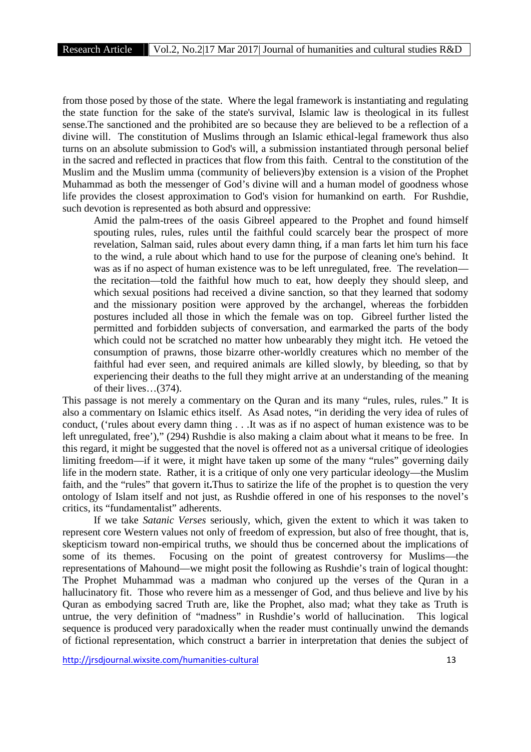from those posed by those of the state. Where the legal framework is instantiating and regulating the state function for the sake of the state's survival, Islamic law is theological in its fullest sense.The sanctioned and the prohibited are so because they are believed to be a reflection of a divine will. The constitution of Muslims through an Islamic ethical-legal framework thus also turns on an absolute submission to God's will, a submission instantiated through personal belief in the sacred and reflected in practices that flow from this faith. Central to the constitution of the Muslim and the Muslim umma (community of believers)by extension is a vision of the Prophet Muhammad as both the messenger of God's divine will and a human model of goodness whose life provides the closest approximation to God's vision for humankind on earth. For Rushdie, such devotion is represented as both absurd and oppressive:

> Amid the palm-trees of the oasis Gibreel appeared to the Prophet and found himself spouting rules, rules, rules until the faithful could scarcely bear the prospect of more revelation, Salman said, rules about every damn thing, if a man farts let him turn his face to the wind, a rule about which hand to use for the purpose of cleaning one's behind. It was as if no aspect of human existence was to be left unregulated, free. The revelation—the recitation—told the faithful how much to eat, how deeply they should sleep, and which sexual positions had received a divine sanction, so that they learned that sodomy and the missionary position were approved by the archangel, whereas the forbidden postures included all those in which the female was on top. Gibreel further listed the permitted and forbidden subjects of conversation, and earmarked the parts of the body which could not be scratched no matter how unbearably they might itch. He vetoed the consumption of prawns, those bizarre other-worldly creatures which no member of the faithful had ever seen, and required animals are killed slowly, by bleeding, so that by experiencing their deaths to the full they might arrive at an understanding of the meaning of their lives…(374).

This passage is not merely a commentary on the Quran and its many "rules, rules, rules." It is also a commentary on Islamic ethics itself. As Asad notes, "in deriding the very idea of rules of conduct, ('rules about every damn thing . . .It was as if no aspect of human existence was to be left unregulated, free')," (294) Rushdie is also making a claim about what it means to be free. In this regard, it might be suggested that the novel is offered not as a universal critique of ideologies limiting freedom—if it were, it might have taken up some of the many "rules" governing daily life in the modern state. Rather, it is a critique of only one very particular ideology—the Muslim faith, and the "rules" that govern it**.**Thus to satirize the life of the prophet is to question the very ontology of Islam itself and not just, as Rushdie offered in one of his responses to the novel's critics, its "fundamentalist" adherents.

If we take *Satanic Verses* seriously, which, given the extent to which it was taken to represent core Western values not only of freedom of expression, but also of free thought, that is, skepticism toward non-empirical truths, we should thus be concerned about the implications of some of its themes. Focusing on the point of greatest controversy for Muslims—the representations of Mahound—we might posit the following as Rushdie's train of logical thought: The Prophet Muhammad was a madman who conjured up the verses of the Quran in a hallucinatory fit. Those who revere him as a messenger of God, and thus believe and live by his Quran as embodying sacred Truth are, like the Prophet, also mad; what they take as Truth is untrue, the very definition of "madness" in Rushdie's world of hallucination. This logical sequence is produced very paradoxically when the reader must continually unwind the demands of fictional representation, which construct a barrier in interpretation that denies the subject of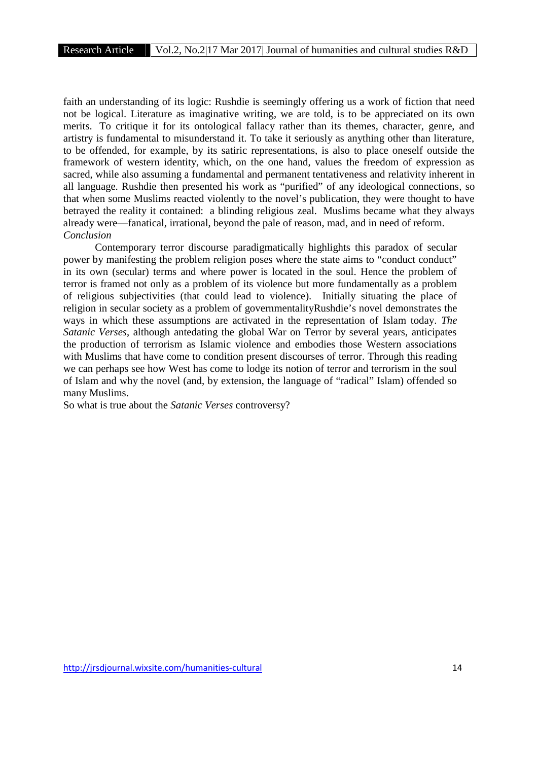faith an understanding of its logic: Rushdie is seemingly offering us a work of fiction that need not be logical. Literature as imaginative writing, we are told, is to be appreciated on its own merits. To critique it for its ontological fallacy rather than its themes, character, genre, and artistry is fundamental to misunderstand it. To take it seriously as anything other than literature, to be offended, for example, by its satiric representations, is also to place oneself outside the framework of western identity, which, on the one hand, values the freedom of expression as sacred, while also assuming a fundamental and permanent tentativeness and relativity inherent in all language. Rushdie then presented his work as "purified" of any ideological connections, so that when some Muslims reacted violently to the novel's publication, they were thought to have betrayed the reality it contained: a blinding religious zeal. Muslims became what they always already were—fanatical, irrational, beyond the pale of reason, mad, and in need of reform.

*Conclusion*

Contemporary terror discourse paradigmatically highlights this paradox of secular power by manifesting the problem religion poses where the state aims to "conduct conduct" in its own (secular) terms and where power is located in the soul. Hence the problem of terror is framed not only as a problem of its violence but more fundamentally as a problem of religious subjectivities (that could lead to violence). Initially situating the place of religion in secular society as a problem of governmentalityRushdie's novel demonstrates the ways in which these assumptions are activated in the representation of Islam today. *The Satanic Verses*, although antedating the global War on Terror by several years, anticipates the production of terrorism as Islamic violence and embodies those Western associations with Muslims that have come to condition present discourses of terror. Through this reading we can perhaps see how West has come to lodge its notion of terror and terrorism in the soul of Islam and why the novel (and, by extension, the language of "radical" Islam) offended so many Muslims.

So what is true about the *Satanic Verses* controversy?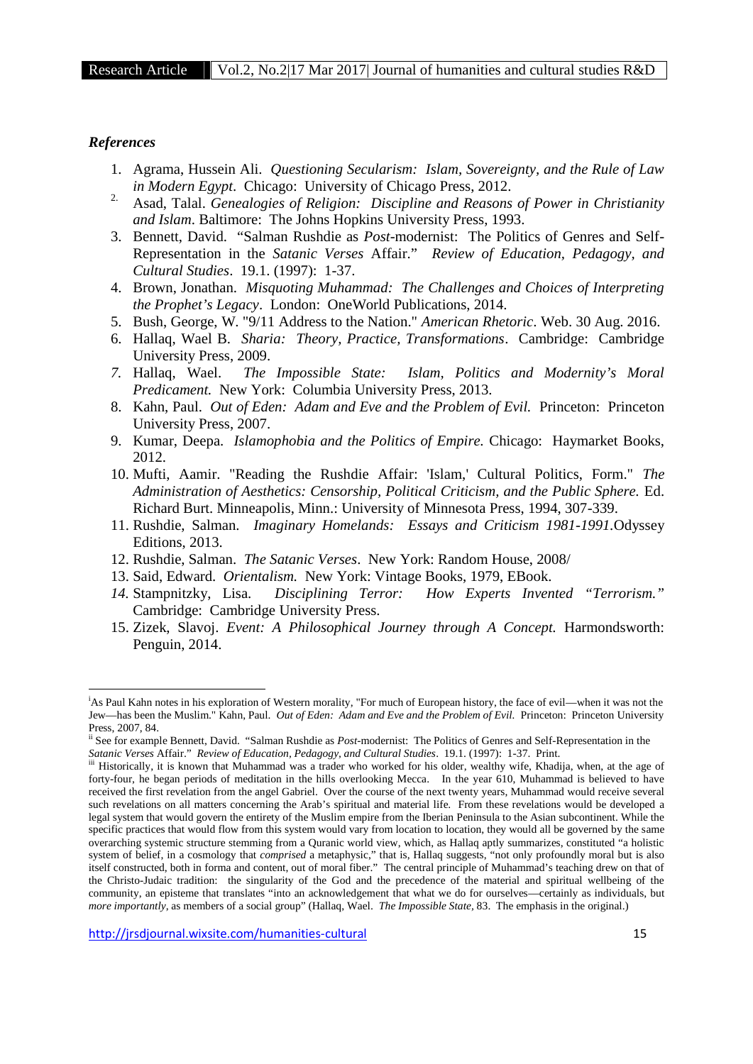*References*

1. Agrama, Hussein Ali. *Questioning Secularism: Islam, Sovereignty, and the Rule of Law in Modern Egypt*. Chicago: University of Chicago Press, 2012.
2. Asad, Talal. *Genealogies of Religion: Discipline and Reasons of Power in Christianity and Islam*. Baltimore: The Johns Hopkins University Press, 1993.
3. Bennett, David. "Salman Rushdie as *Post*-modernist: The Politics of Genres and Self-Representation in the *Satanic Verses* Affair." *Review of Education, Pedagogy, and Cultural Studies*. 19.1. (1997): 1-37.
4. Brown, Jonathan. *Misquoting Muhammad: The Challenges and Choices of Interpreting the Prophet's Legacy*. London: OneWorld Publications, 2014.
5. Bush, George, W. "9/11 Address to the Nation." *American Rhetoric*. Web. 30 Aug. 2016.
6. Hallaq, Wael B. *Sharia: Theory, Practice, Transformations*. Cambridge: Cambridge University Press, 2009.
7. Hallaq, Wael. *The Impossible State: Islam, Politics and Modernity's Moral Predicament.* New York: Columbia University Press, 2013.
8. Kahn, Paul. *Out of Eden: Adam and Eve and the Problem of Evil.* Princeton: Princeton University Press, 2007.
9. Kumar, Deepa. *Islamophobia and the Politics of Empire.* Chicago: Haymarket Books, 2012.
10. Mufti, Aamir. "Reading the Rushdie Affair: 'Islam,' Cultural Politics, Form." *The Administration of Aesthetics: Censorship, Political Criticism, and the Public Sphere.* Ed. Richard Burt. Minneapolis, Minn.: University of Minnesota Press, 1994, 307-339.
11. Rushdie, Salman. *Imaginary Homelands: Essays and Criticism 1981-1991*.Odyssey Editions, 2013.
12. Rushdie, Salman. *The Satanic Verses*. New York: Random House, 2008/
13. Said, Edward. *Orientalism.* New York: Vintage Books, 1979, EBook.
14. Stampnitzky, Lisa. *Disciplining Terror: How Experts Invented "Terrorism."* Cambridge: Cambridge University Press.
15. Zizek, Slavoj. *Event: A Philosophical Journey through A Concept.* Harmondsworth: Penguin, 2014.

---

[i] As Paul Kahn notes in his exploration of Western morality, "For much of European history, the face of evil—when it was not the Jew—has been the Muslim." Kahn, Paul. *Out of Eden: Adam and Eve and the Problem of Evil.* Princeton: Princeton University Press, 2007, 84.

[ii] See for example Bennett, David. "Salman Rushdie as *Post*-modernist: The Politics of Genres and Self-Representation in the *Satanic Verses* Affair." *Review of Education, Pedagogy, and Cultural Studies*. 19.1. (1997): 1-37. Print.

[iii] Historically, it is known that Muhammad was a trader who worked for his older, wealthy wife, Khadija, when, at the age of forty-four, he began periods of meditation in the hills overlooking Mecca. In the year 610, Muhammad is believed to have received the first revelation from the angel Gabriel. Over the course of the next twenty years, Muhammad would receive several such revelations on all matters concerning the Arab's spiritual and material life. From these revelations would be developed a legal system that would govern the entirety of the Muslim empire from the Iberian Peninsula to the Asian subcontinent. While the specific practices that would flow from this system would vary from location to location, they would all be governed by the same overarching systemic structure stemming from a Quranic world view, which, as Hallaq aptly summarizes, constituted "a holistic system of belief, in a cosmology that *comprised* a metaphysic," that is, Hallaq suggests, "not only profoundly moral but is also itself constructed, both in forma and content, out of moral fiber." The central principle of Muhammad's teaching drew on that of the Christo-Judaic tradition: the singularity of the God and the precedence of the material and spiritual wellbeing of the community, an episteme that translates "into an acknowledgement that what we do for ourselves—certainly as individuals, but *more importantly*, as members of a social group" (Hallaq, Wael. *The Impossible State*, 83. The emphasis in the original.)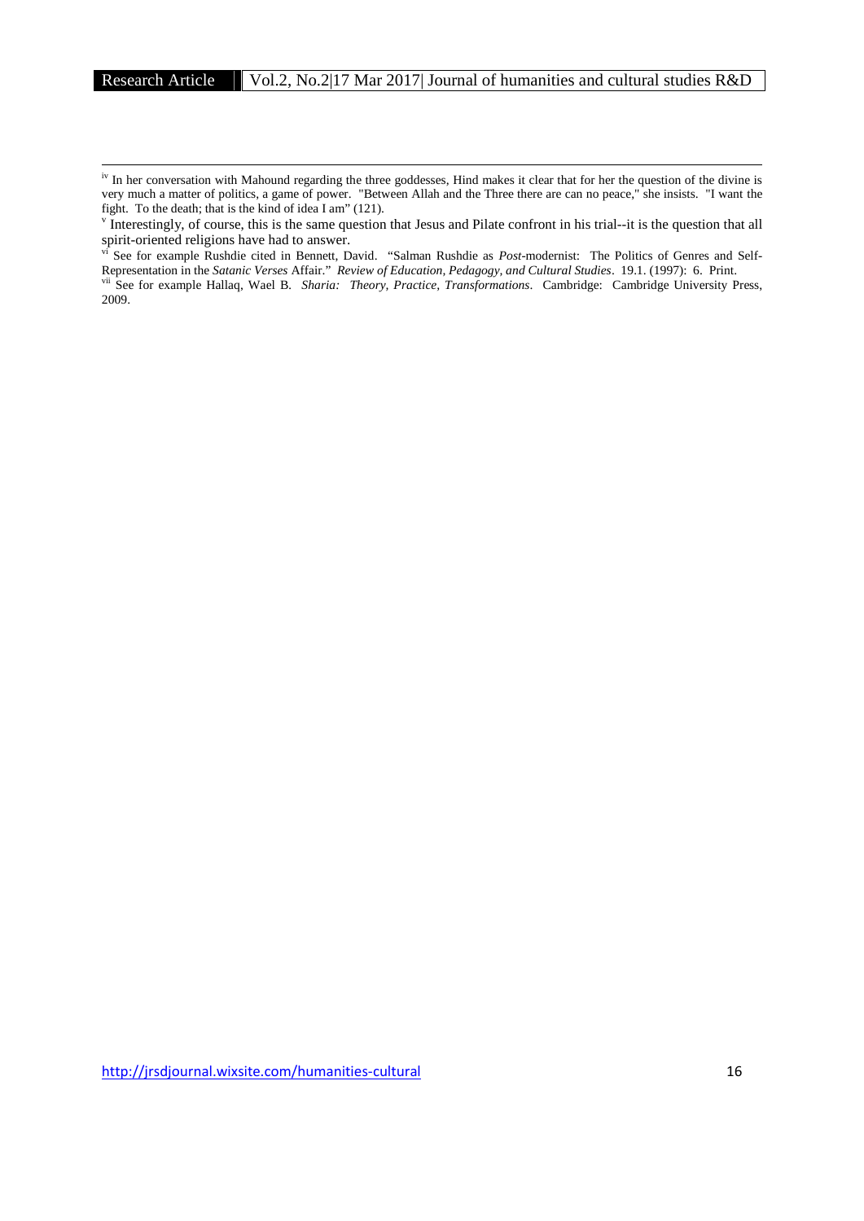[iv] In her conversation with Mahound regarding the three goddesses, Hind makes it clear that for her the question of the divine is very much a matter of politics, a game of power. "Between Allah and the Three there are can no peace," she insists. "I want the fight. To the death; that is the kind of idea I am" (121).

[v] Interestingly, of course, this is the same question that Jesus and Pilate confront in his trial--it is the question that all spirit-oriented religions have had to answer.

[vi] See for example Rushdie cited in Bennett, David. "Salman Rushdie as *Post*-modernist: The Politics of Genres and Self-Representation in the *Satanic Verses* Affair." *Review of Education, Pedagogy, and Cultural Studies*. 19.1. (1997): 6. Print.

[vii] See for example Hallaq, Wael B. *Sharia: Theory, Practice, Transformations*. Cambridge: Cambridge University Press, 2009.